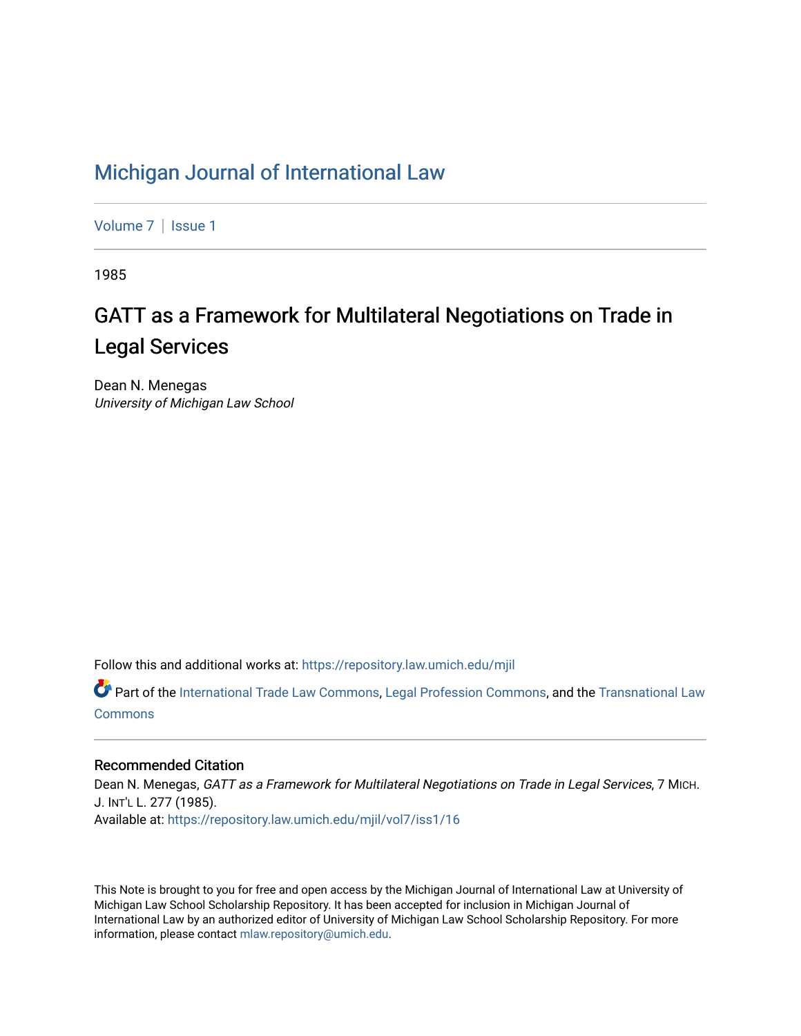# Michigan Journal of International Law

Volume 7 | Issue 1

1985

## GATT as a Framework for Multilateral Negotiations on Trade in Legal Services

Dean N. Menegas
*University of Michigan Law School*

Follow this and additional works at: https://repository.law.umich.edu/mjil

Part of the International Trade Law Commons, Legal Profession Commons, and the Transnational Law Commons

### Recommended Citation

Dean N. Menegas, *GATT as a Framework for Multilateral Negotiations on Trade in Legal Services*, 7 MICH. J. INT'L L. 277 (1985).
Available at: https://repository.law.umich.edu/mjil/vol7/iss1/16

This Note is brought to you for free and open access by the Michigan Journal of International Law at University of Michigan Law School Scholarship Repository. It has been accepted for inclusion in Michigan Journal of International Law by an authorized editor of University of Michigan Law School Scholarship Repository. For more information, please contact mlaw.repository@umich.edu.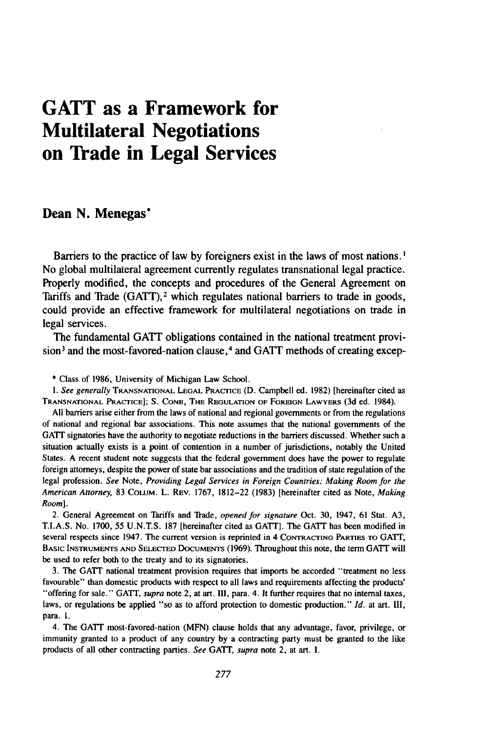# GATT as a Framework for Multilateral Negotiations on Trade in Legal Services

**Dean N. Menegas***

Barriers to the practice of law by foreigners exist in the laws of most nations.[1] No global multilateral agreement currently regulates transnational legal practice. Properly modified, the concepts and procedures of the General Agreement on Tariffs and Trade (GATT),[2] which regulates national barriers to trade in goods, could provide an effective framework for multilateral negotiations on trade in legal services.

The fundamental GATT obligations contained in the national treatment provision[3] and the most-favored-nation clause,[4] and GATT methods of creating excep-

---

\* Class of 1986, University of Michigan Law School.

1. *See generally* TRANSNATIONAL LEGAL PRACTICE (D. Campbell ed. 1982) [hereinafter cited as TRANSNATIONAL PRACTICE]; S. CONE, THE REGULATION OF FOREIGN LAWYERS (3d ed. 1984).

All barriers arise either from the laws of national and regional governments or from the regulations of national and regional bar associations. This note assumes that the national governments of the GATT signatories have the authority to negotiate reductions in the barriers discussed. Whether such a situation actually exists is a point of contention in a number of jurisdictions, notably the United States. A recent student note suggests that the federal government does have the power to regulate foreign attorneys, despite the power of state bar associations and the tradition of state regulation of the legal profession. *See* Note, *Providing Legal Services in Foreign Countries: Making Room for the American Attorney*, 83 COLUM. L. REV. 1767, 1812–22 (1983) [hereinafter cited as Note, *Making Room*].

2. General Agreement on Tariffs and Trade, *opened for signature* Oct. 30, 1947, 61 Stat. A3, T.I.A.S. No. 1700, 55 U.N.T.S. 187 [hereinafter cited as GATT]. The GATT has been modified in several respects since 1947. The current version is reprinted in 4 CONTRACTING PARTIES TO GATT, BASIC INSTRUMENTS AND SELECTED DOCUMENTS (1969). Throughout this note, the term GATT will be used to refer both to the treaty and to its signatories.

3. The GATT national treatment provision requires that imports be accorded "treatment no less favourable" than domestic products with respect to all laws and requirements affecting the products' "offering for sale." GATT, *supra* note 2, at art. III, para. 4. It further requires that no internal taxes, laws, or regulations be applied "so as to afford protection to domestic production." *Id.* at art. III, para. 1.

4. The GATT most-favored-nation (MFN) clause holds that any advantage, favor, privilege, or immunity granted to a product of any country by a contracting party must be granted to the like products of all other contracting parties. *See* GATT, *supra* note 2, at art. I.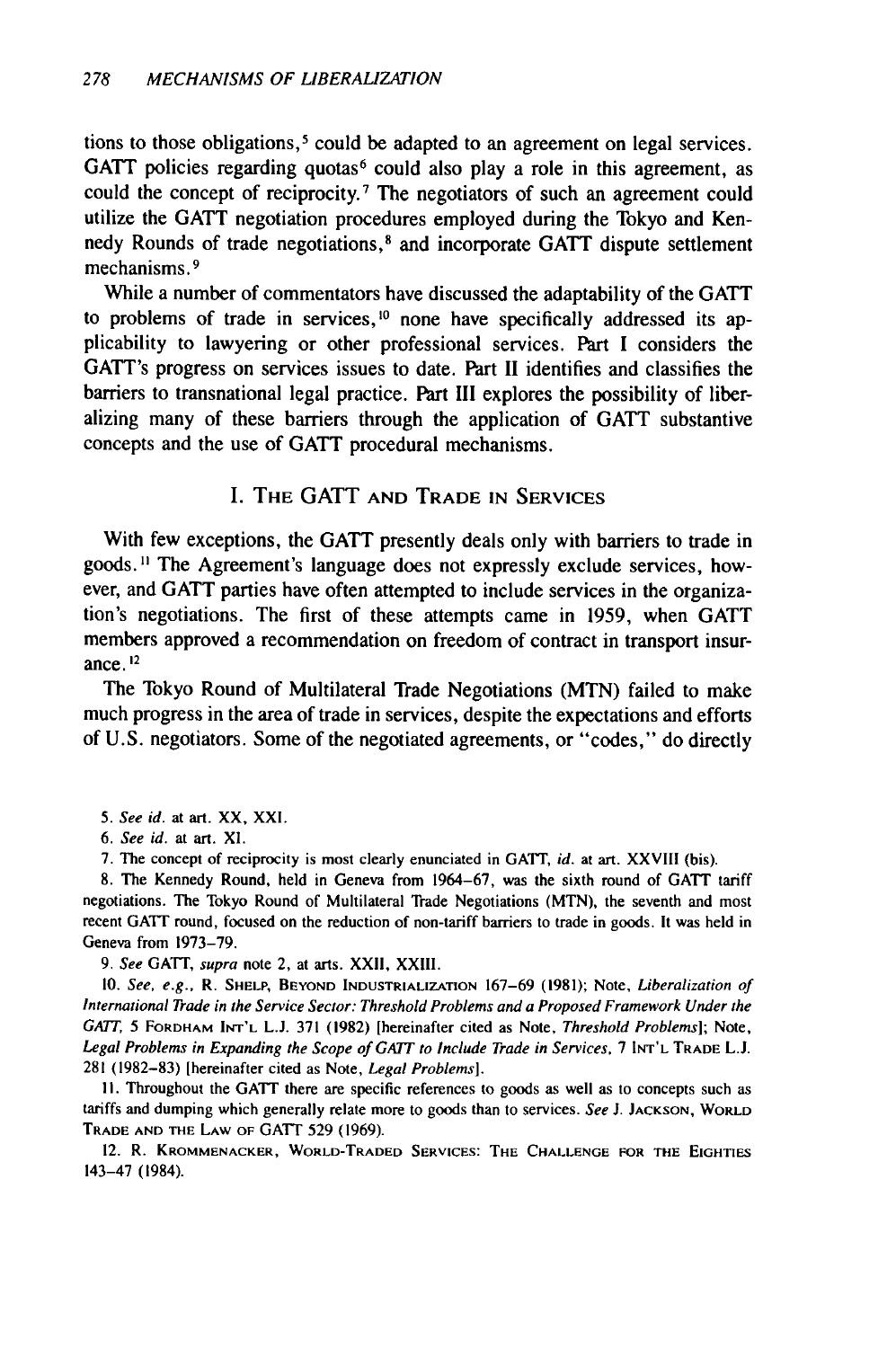tions to those obligations,[5] could be adapted to an agreement on legal services. GATT policies regarding quotas[6] could also play a role in this agreement, as could the concept of reciprocity.[7] The negotiators of such an agreement could utilize the GATT negotiation procedures employed during the Tokyo and Kennedy Rounds of trade negotiations,[8] and incorporate GATT dispute settlement mechanisms.[9]

While a number of commentators have discussed the adaptability of the GATT to problems of trade in services,[10] none have specifically addressed its applicability to lawyering or other professional services. Part I considers the GATT's progress on services issues to date. Part II identifies and classifies the barriers to transnational legal practice. Part III explores the possibility of liberalizing many of these barriers through the application of GATT substantive concepts and the use of GATT procedural mechanisms.

## I. The GATT and Trade in Services

With few exceptions, the GATT presently deals only with barriers to trade in goods.[11] The Agreement's language does not expressly exclude services, however, and GATT parties have often attempted to include services in the organization's negotiations. The first of these attempts came in 1959, when GATT members approved a recommendation on freedom of contract in transport insurance.[12]

The Tokyo Round of Multilateral Trade Negotiations (MTN) failed to make much progress in the area of trade in services, despite the expectations and efforts of U.S. negotiators. Some of the negotiated agreements, or "codes," do directly

5. *See id.* at art. XX, XXI.

6. *See id.* at art. XI.

7. The concept of reciprocity is most clearly enunciated in GATT, *id.* at art. XXVIII (bis).

8. The Kennedy Round, held in Geneva from 1964–67, was the sixth round of GATT tariff negotiations. The Tokyo Round of Multilateral Trade Negotiations (MTN), the seventh and most recent GATT round, focused on the reduction of non-tariff barriers to trade in goods. It was held in Geneva from 1973–79.

9. *See* GATT, *supra* note 2, at arts. XXII, XXIII.

10. *See, e.g.*, R. Shelp, Beyond Industrialization 167–69 (1981); Note, *Liberalization of International Trade in the Service Sector: Threshold Problems and a Proposed Framework Under the GATT*, 5 Fordham Int'l L.J. 371 (1982) [hereinafter cited as Note, *Threshold Problems*]; Note, *Legal Problems in Expanding the Scope of GATT to Include Trade in Services*, 7 Int'l Trade L.J. 281 (1982–83) [hereinafter cited as Note, *Legal Problems*].

11. Throughout the GATT there are specific references to goods as well as to concepts such as tariffs and dumping which generally relate more to goods than to services. *See* J. Jackson, World Trade and the Law of GATT 529 (1969).

12. R. Krommenacker, World-Traded Services: The Challenge for the Eighties 143–47 (1984).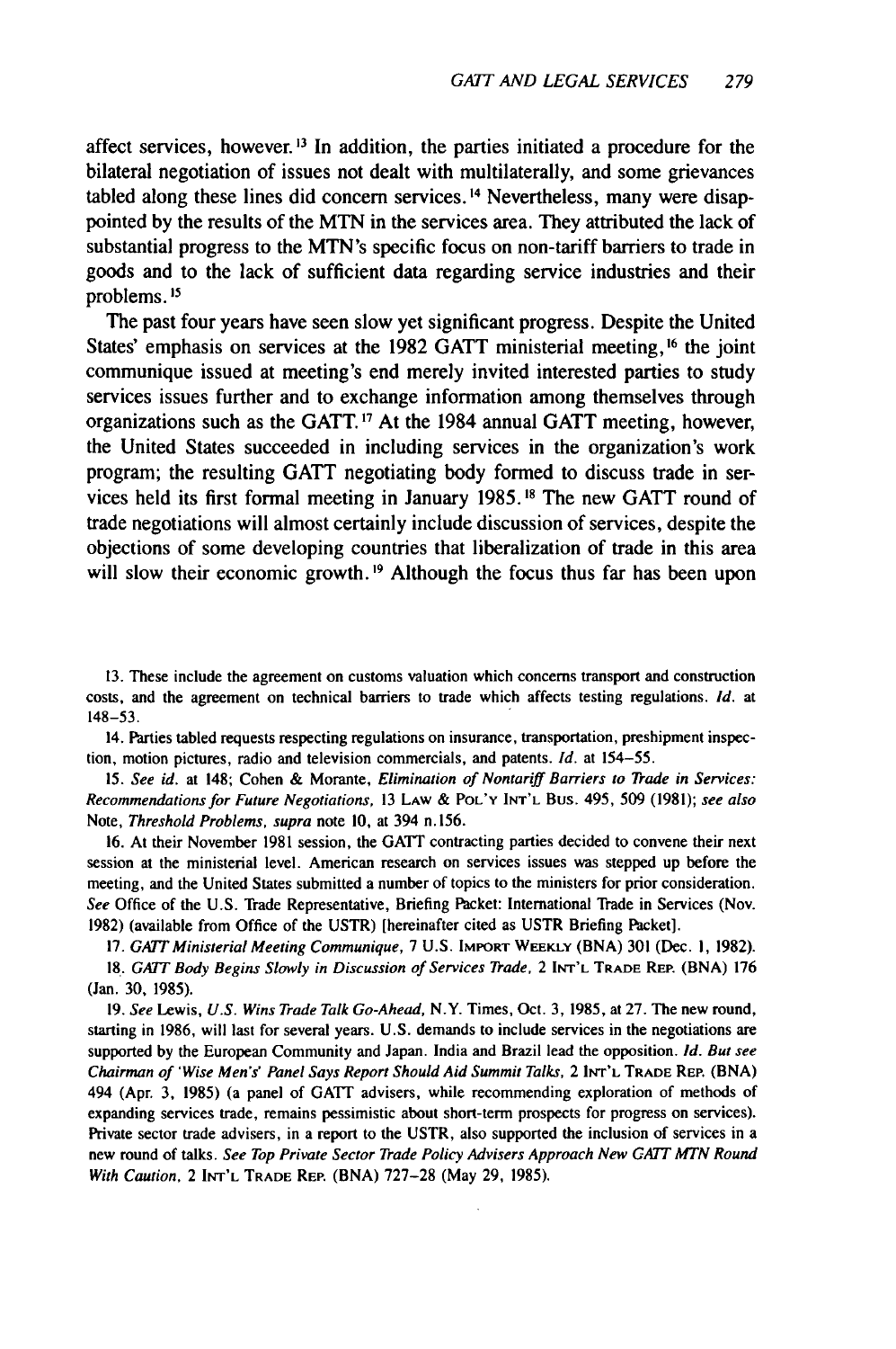affect services, however.[13] In addition, the parties initiated a procedure for the bilateral negotiation of issues not dealt with multilaterally, and some grievances tabled along these lines did concern services.[14] Nevertheless, many were disappointed by the results of the MTN in the services area. They attributed the lack of substantial progress to the MTN's specific focus on non-tariff barriers to trade in goods and to the lack of sufficient data regarding service industries and their problems.[15]

The past four years have seen slow yet significant progress. Despite the United States' emphasis on services at the 1982 GATT ministerial meeting,[16] the joint communique issued at meeting's end merely invited interested parties to study services issues further and to exchange information among themselves through organizations such as the GATT.[17] At the 1984 annual GATT meeting, however, the United States succeeded in including services in the organization's work program; the resulting GATT negotiating body formed to discuss trade in services held its first formal meeting in January 1985.[18] The new GATT round of trade negotiations will almost certainly include discussion of services, despite the objections of some developing countries that liberalization of trade in this area will slow their economic growth.[19] Although the focus thus far has been upon

---

13. These include the agreement on customs valuation which concerns transport and construction costs, and the agreement on technical barriers to trade which affects testing regulations. *Id.* at 148–53.

14. Parties tabled requests respecting regulations on insurance, transportation, preshipment inspection, motion pictures, radio and television commercials, and patents. *Id.* at 154–55.

15. *See id.* at 148; Cohen & Morante, *Elimination of Nontariff Barriers to Trade in Services: Recommendations for Future Negotiations*, 13 LAW & POL'Y INT'L BUS. 495, 509 (1981); *see also* Note, *Threshold Problems, supra* note 10, at 394 n.156.

16. At their November 1981 session, the GATT contracting parties decided to convene their next session at the ministerial level. American research on services issues was stepped up before the meeting, and the United States submitted a number of topics to the ministers for prior consideration. *See* Office of the U.S. Trade Representative, Briefing Packet: International Trade in Services (Nov. 1982) (available from Office of the USTR) [hereinafter cited as USTR Briefing Packet].

17. *GATT Ministerial Meeting Communique*, 7 U.S. IMPORT WEEKLY (BNA) 301 (Dec. 1, 1982).

18. *GATT Body Begins Slowly in Discussion of Services Trade*, 2 INT'L TRADE REP. (BNA) 176 (Jan. 30, 1985).

19. *See* Lewis, *U.S. Wins Trade Talk Go-Ahead*, N.Y. Times, Oct. 3, 1985, at 27. The new round, starting in 1986, will last for several years. U.S. demands to include services in the negotiations are supported by the European Community and Japan. India and Brazil lead the opposition. *Id. But see Chairman of 'Wise Men's' Panel Says Report Should Aid Summit Talks*, 2 INT'L TRADE REP. (BNA) 494 (Apr. 3, 1985) (a panel of GATT advisers, while recommending exploration of methods of expanding services trade, remains pessimistic about short-term prospects for progress on services). Private sector trade advisers, in a report to the USTR, also supported the inclusion of services in a new round of talks. *See Top Private Sector Trade Policy Advisers Approach New GATT MTN Round With Caution*, 2 INT'L TRADE REP. (BNA) 727–28 (May 29, 1985).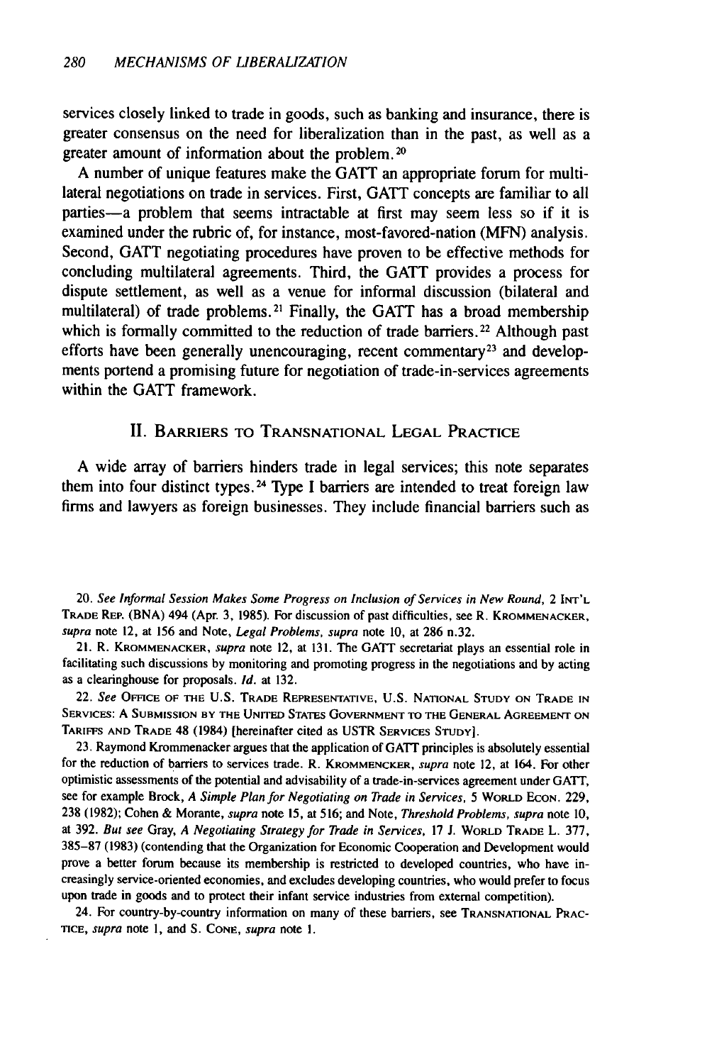services closely linked to trade in goods, such as banking and insurance, there is greater consensus on the need for liberalization than in the past, as well as a greater amount of information about the problem.[20]

A number of unique features make the GATT an appropriate forum for multilateral negotiations on trade in services. First, GATT concepts are familiar to all parties—a problem that seems intractable at first may seem less so if it is examined under the rubric of, for instance, most-favored-nation (MFN) analysis. Second, GATT negotiating procedures have proven to be effective methods for concluding multilateral agreements. Third, the GATT provides a process for dispute settlement, as well as a venue for informal discussion (bilateral and multilateral) of trade problems.[21] Finally, the GATT has a broad membership which is formally committed to the reduction of trade barriers.[22] Although past efforts have been generally unencouraging, recent commentary[23] and developments portend a promising future for negotiation of trade-in-services agreements within the GATT framework.

## II. Barriers to Transnational Legal Practice

A wide array of barriers hinders trade in legal services; this note separates them into four distinct types.[24] Type I barriers are intended to treat foreign law firms and lawyers as foreign businesses. They include financial barriers such as

20. *See Informal Session Makes Some Progress on Inclusion of Services in New Round*, 2 Int'l Trade Rep. (BNA) 494 (Apr. 3, 1985). For discussion of past difficulties, see R. Krommenacker, *supra* note 12, at 156 and Note, *Legal Problems*, *supra* note 10, at 286 n.32.

21. R. Krommenacker, *supra* note 12, at 131. The GATT secretariat plays an essential role in facilitating such discussions by monitoring and promoting progress in the negotiations and by acting as a clearinghouse for proposals. *Id.* at 132.

22. *See* Office of the U.S. Trade Representative, U.S. National Study on Trade in Services: A Submission by the United States Government to the General Agreement on Tariffs and Trade 48 (1984) [hereinafter cited as USTR Services Study].

23. Raymond Krommenacker argues that the application of GATT principles is absolutely essential for the reduction of barriers to services trade. R. Krommencker, *supra* note 12, at 164. For other optimistic assessments of the potential and advisability of a trade-in-services agreement under GATT, see for example Brock, *A Simple Plan for Negotiating on Trade in Services*, 5 World Econ. 229, 238 (1982); Cohen & Morante, *supra* note 15, at 516; and Note, *Threshold Problems*, *supra* note 10, at 392. *But see* Gray, *A Negotiating Strategy for Trade in Services*, 17 J. World Trade L. 377, 385–87 (1983) (contending that the Organization for Economic Cooperation and Development would prove a better forum because its membership is restricted to developed countries, who have increasingly service-oriented economies, and excludes developing countries, who would prefer to focus upon trade in goods and to protect their infant service industries from external competition).

24. For country-by-country information on many of these barriers, see Transnational Practice, *supra* note 1, and S. Cone, *supra* note 1.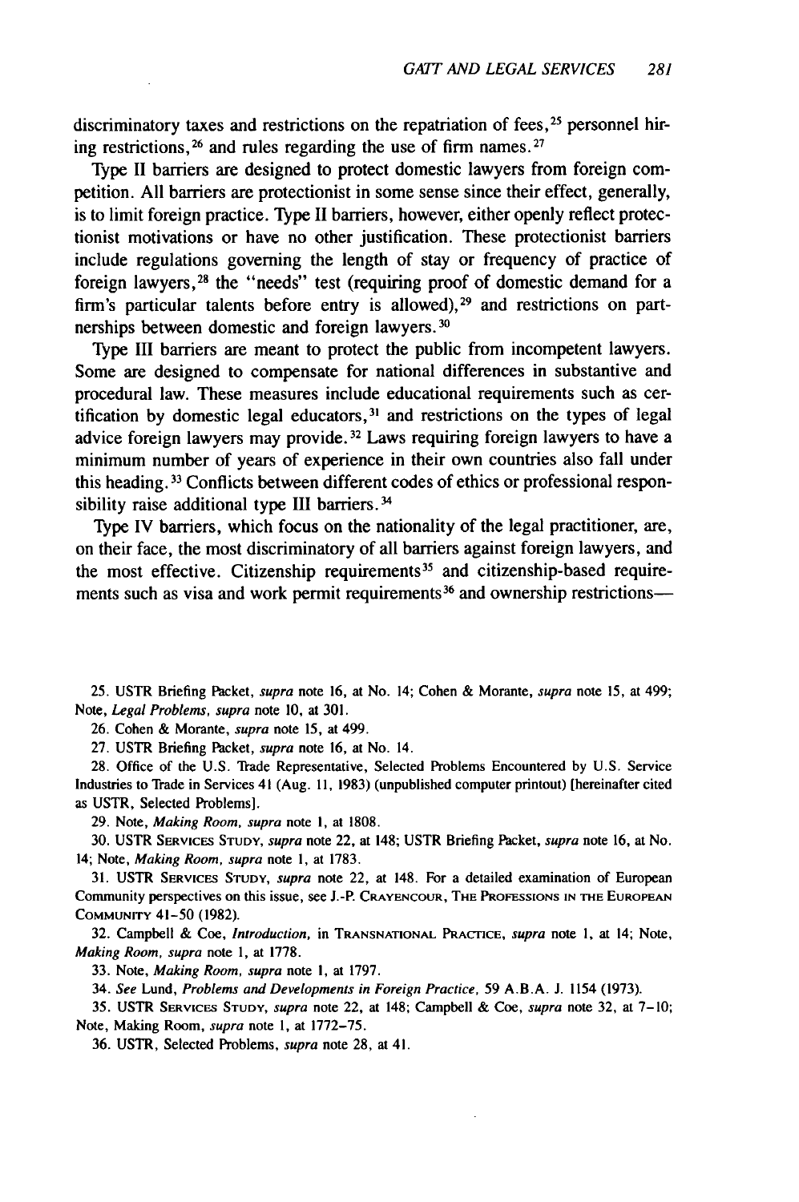discriminatory taxes and restrictions on the repatriation of fees,[25] personnel hiring restrictions,[26] and rules regarding the use of firm names.[27]

Type II barriers are designed to protect domestic lawyers from foreign competition. All barriers are protectionist in some sense since their effect, generally, is to limit foreign practice. Type II barriers, however, either openly reflect protectionist motivations or have no other justification. These protectionist barriers include regulations governing the length of stay or frequency of practice of foreign lawyers,[28] the "needs" test (requiring proof of domestic demand for a firm's particular talents before entry is allowed),[29] and restrictions on partnerships between domestic and foreign lawyers.[30]

Type III barriers are meant to protect the public from incompetent lawyers. Some are designed to compensate for national differences in substantive and procedural law. These measures include educational requirements such as certification by domestic legal educators,[31] and restrictions on the types of legal advice foreign lawyers may provide.[32] Laws requiring foreign lawyers to have a minimum number of years of experience in their own countries also fall under this heading.[33] Conflicts between different codes of ethics or professional responsibility raise additional type III barriers.[34]

Type IV barriers, which focus on the nationality of the legal practitioner, are, on their face, the most discriminatory of all barriers against foreign lawyers, and the most effective. Citizenship requirements[35] and citizenship-based requirements such as visa and work permit requirements[36] and ownership restrictions—

25. USTR Briefing Packet, *supra* note 16, at No. 14; Cohen & Morante, *supra* note 15, at 499; Note, *Legal Problems*, *supra* note 10, at 301.

26. Cohen & Morante, *supra* note 15, at 499.

27. USTR Briefing Packet, *supra* note 16, at No. 14.

28. Office of the U.S. Trade Representative, Selected Problems Encountered by U.S. Service Industries to Trade in Services 41 (Aug. 11, 1983) (unpublished computer printout) [hereinafter cited as USTR, Selected Problems].

29. Note, *Making Room*, *supra* note 1, at 1808.

30. USTR SERVICES STUDY, *supra* note 22, at 148; USTR Briefing Packet, *supra* note 16, at No. 14; Note, *Making Room*, *supra* note 1, at 1783.

31. USTR SERVICES STUDY, *supra* note 22, at 148. For a detailed examination of European Community perspectives on this issue, see J.-P. CRAYENCOUR, THE PROFESSIONS IN THE EUROPEAN COMMUNITY 41–50 (1982).

32. Campbell & Coe, *Introduction*, in TRANSNATIONAL PRACTICE, *supra* note 1, at 14; Note, *Making Room*, *supra* note 1, at 1778.

33. Note, *Making Room*, *supra* note 1, at 1797.

34. *See* Lund, *Problems and Developments in Foreign Practice*, 59 A.B.A. J. 1154 (1973).

35. USTR SERVICES STUDY, *supra* note 22, at 148; Campbell & Coe, *supra* note 32, at 7–10; Note, Making Room, *supra* note 1, at 1772–75.

36. USTR, Selected Problems, *supra* note 28, at 41.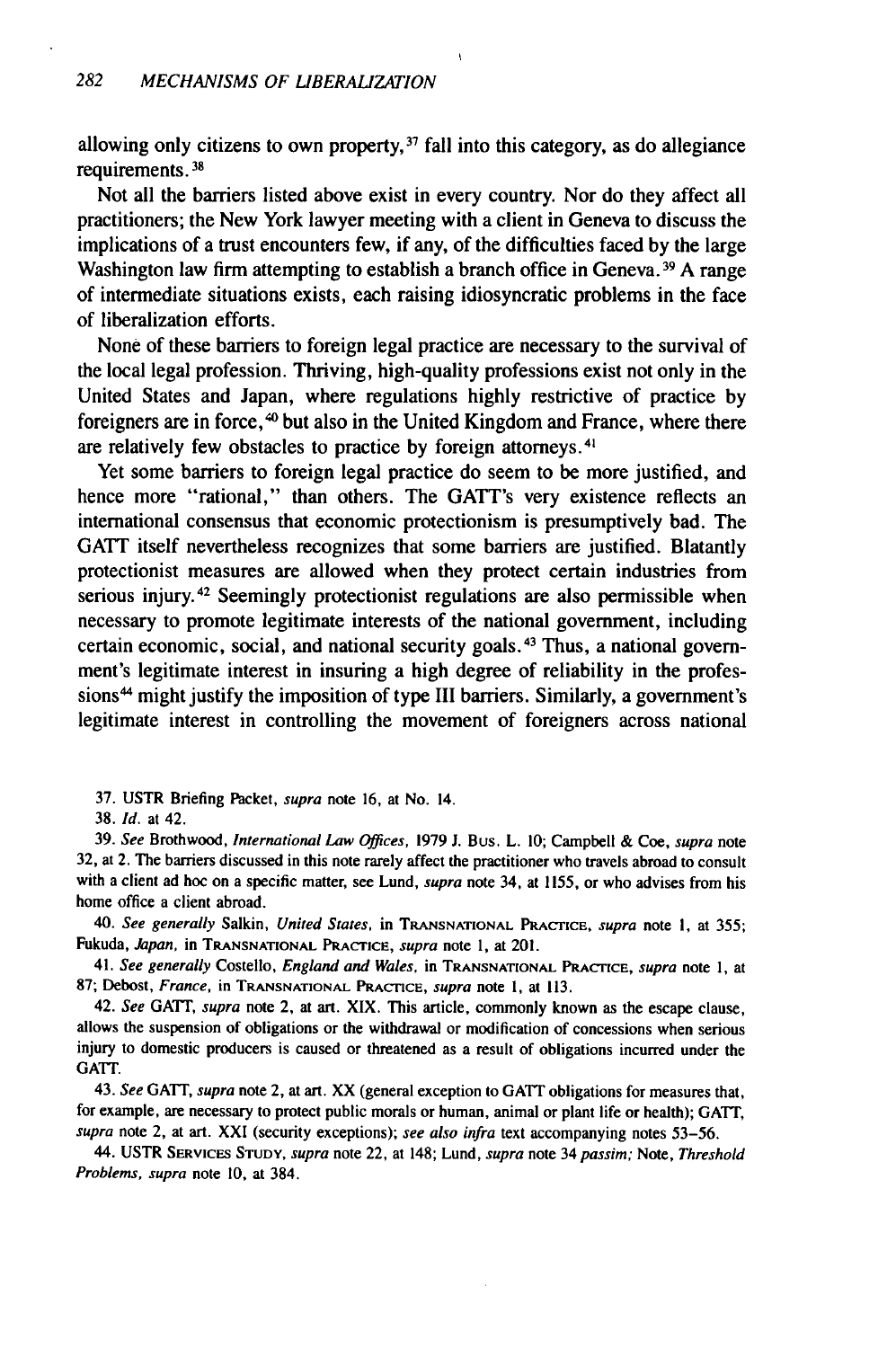allowing only citizens to own property,[37] fall into this category, as do allegiance requirements.[38]

Not all the barriers listed above exist in every country. Nor do they affect all practitioners; the New York lawyer meeting with a client in Geneva to discuss the implications of a trust encounters few, if any, of the difficulties faced by the large Washington law firm attempting to establish a branch office in Geneva.[39] A range of intermediate situations exists, each raising idiosyncratic problems in the face of liberalization efforts.

None of these barriers to foreign legal practice are necessary to the survival of the local legal profession. Thriving, high-quality professions exist not only in the United States and Japan, where regulations highly restrictive of practice by foreigners are in force,[40] but also in the United Kingdom and France, where there are relatively few obstacles to practice by foreign attorneys.[41]

Yet some barriers to foreign legal practice do seem to be more justified, and hence more "rational," than others. The GATT's very existence reflects an international consensus that economic protectionism is presumptively bad. The GATT itself nevertheless recognizes that some barriers are justified. Blatantly protectionist measures are allowed when they protect certain industries from serious injury.[42] Seemingly protectionist regulations are also permissible when necessary to promote legitimate interests of the national government, including certain economic, social, and national security goals.[43] Thus, a national government's legitimate interest in insuring a high degree of reliability in the professions[44] might justify the imposition of type III barriers. Similarly, a government's legitimate interest in controlling the movement of foreigners across national

37. USTR Briefing Packet, *supra* note 16, at No. 14.

38. *Id.* at 42.

39. *See* Brothwood, *International Law Offices*, 1979 J. Bus. L. 10; Campbell & Coe, *supra* note 32, at 2. The barriers discussed in this note rarely affect the practitioner who travels abroad to consult with a client ad hoc on a specific matter, see Lund, *supra* note 34, at 1155, or who advises from his home office a client abroad.

40. *See generally* Salkin, *United States*, in TRANSNATIONAL PRACTICE, *supra* note 1, at 355; Fukuda, *Japan*, in TRANSNATIONAL PRACTICE, *supra* note 1, at 201.

41. *See generally* Costello, *England and Wales*, in TRANSNATIONAL PRACTICE, *supra* note 1, at 87; Debost, *France*, in TRANSNATIONAL PRACTICE, *supra* note 1, at 113.

42. *See* GATT, *supra* note 2, at art. XIX. This article, commonly known as the escape clause, allows the suspension of obligations or the withdrawal or modification of concessions when serious injury to domestic producers is caused or threatened as a result of obligations incurred under the GATT.

43. *See* GATT, *supra* note 2, at art. XX (general exception to GATT obligations for measures that, for example, are necessary to protect public morals or human, animal or plant life or health); GATT, *supra* note 2, at art. XXI (security exceptions); *see also infra* text accompanying notes 53–56.

44. USTR SERVICES STUDY, *supra* note 22, at 148; Lund, *supra* note 34 *passim;* Note, *Threshold Problems*, *supra* note 10, at 384.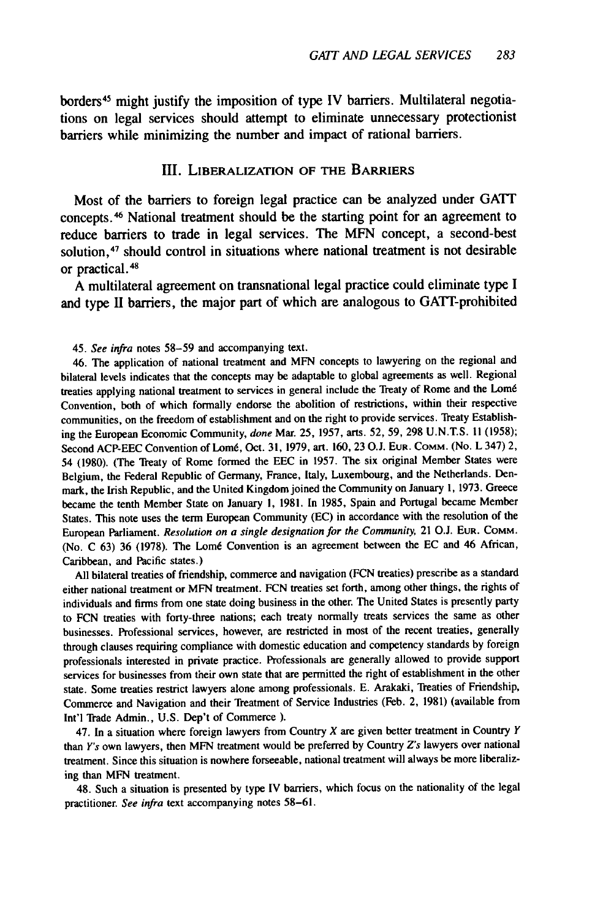borders[45] might justify the imposition of type IV barriers. Multilateral negotiations on legal services should attempt to eliminate unnecessary protectionist barriers while minimizing the number and impact of rational barriers.

## III. Liberalization of the Barriers

Most of the barriers to foreign legal practice can be analyzed under GATT concepts.[46] National treatment should be the starting point for an agreement to reduce barriers to trade in legal services. The MFN concept, a second-best solution,[47] should control in situations where national treatment is not desirable or practical.[48]

A multilateral agreement on transnational legal practice could eliminate type I and type II barriers, the major part of which are analogous to GATT-prohibited

---

45. *See infra* notes 58–59 and accompanying text.

46. The application of national treatment and MFN concepts to lawyering on the regional and bilateral levels indicates that the concepts may be adaptable to global agreements as well. Regional treaties applying national treatment to services in general include the Treaty of Rome and the Lomé Convention, both of which formally endorse the abolition of restrictions, within their respective communities, on the freedom of establishment and on the right to provide services. Treaty Establishing the European Economic Community, *done* Mar. 25, 1957, arts. 52, 59, 298 U.N.T.S. 11 (1958); Second ACP-EEC Convention of Lomé, Oct. 31, 1979, art. 160, 23 O.J. Eur. Comm. (No. L 347) 2, 54 (1980). (The Treaty of Rome formed the EEC in 1957. The six original Member States were Belgium, the Federal Republic of Germany, France, Italy, Luxembourg, and the Netherlands. Denmark, the Irish Republic, and the United Kingdom joined the Community on January 1, 1973. Greece became the tenth Member State on January 1, 1981. In 1985, Spain and Portugal became Member States. This note uses the term European Community (EC) in accordance with the resolution of the European Parliament. *Resolution on a single designation for the Community*, 21 O.J. Eur. Comm. (No. C 63) 36 (1978). The Lomé Convention is an agreement between the EC and 46 African, Caribbean, and Pacific states.)

All bilateral treaties of friendship, commerce and navigation (FCN treaties) prescribe as a standard either national treatment or MFN treatment. FCN treaties set forth, among other things, the rights of individuals and firms from one state doing business in the other. The United States is presently party to FCN treaties with forty-three nations; each treaty normally treats services the same as other businesses. Professional services, however, are restricted in most of the recent treaties, generally through clauses requiring compliance with domestic education and competency standards by foreign professionals interested in private practice. Professionals are generally allowed to provide support services for businesses from their own state that are permitted the right of establishment in the other state. Some treaties restrict lawyers alone among professionals. E. Arakaki, Treaties of Friendship, Commerce and Navigation and their Treatment of Service Industries (Feb. 2, 1981) (available from Int'l Trade Admin., U.S. Dep't of Commerce ).

47. In a situation where foreign lawyers from Country *X* are given better treatment in Country *Y* than *Y's* own lawyers, then MFN treatment would be preferred by Country *Z's* lawyers over national treatment. Since this situation is nowhere forseeable, national treatment will always be more liberalizing than MFN treatment.

48. Such a situation is presented by type IV barriers, which focus on the nationality of the legal practitioner. *See infra* text accompanying notes 58–61.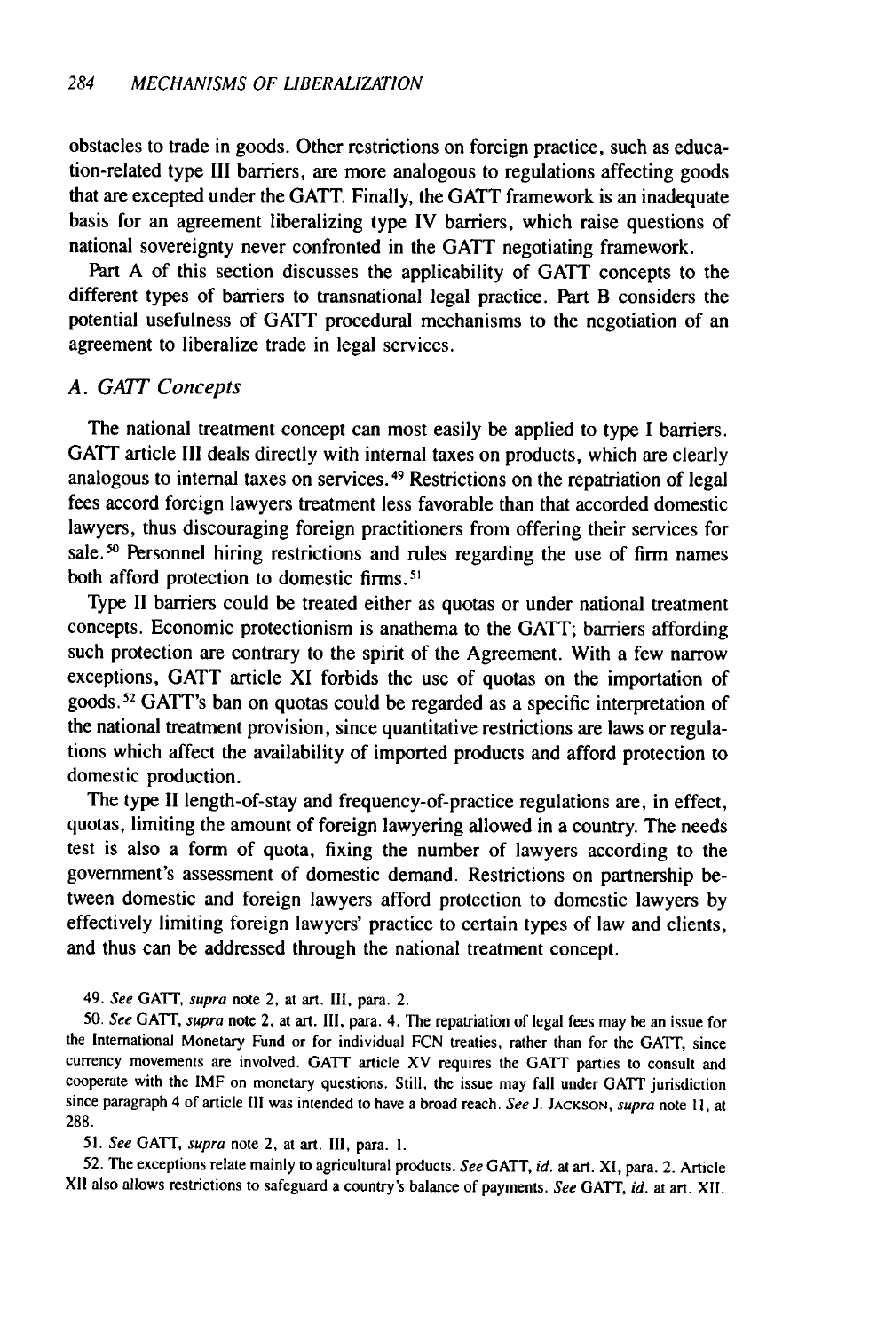obstacles to trade in goods. Other restrictions on foreign practice, such as education-related type III barriers, are more analogous to regulations affecting goods that are excepted under the GATT. Finally, the GATT framework is an inadequate basis for an agreement liberalizing type IV barriers, which raise questions of national sovereignty never confronted in the GATT negotiating framework.

Part A of this section discusses the applicability of GATT concepts to the different types of barriers to transnational legal practice. Part B considers the potential usefulness of GATT procedural mechanisms to the negotiation of an agreement to liberalize trade in legal services.

### *A. GATT Concepts*

The national treatment concept can most easily be applied to type I barriers. GATT article III deals directly with internal taxes on products, which are clearly analogous to internal taxes on services.[49] Restrictions on the repatriation of legal fees accord foreign lawyers treatment less favorable than that accorded domestic lawyers, thus discouraging foreign practitioners from offering their services for sale.[50] Personnel hiring restrictions and rules regarding the use of firm names both afford protection to domestic firms.[51]

Type II barriers could be treated either as quotas or under national treatment concepts. Economic protectionism is anathema to the GATT; barriers affording such protection are contrary to the spirit of the Agreement. With a few narrow exceptions, GATT article XI forbids the use of quotas on the importation of goods.[52] GATT's ban on quotas could be regarded as a specific interpretation of the national treatment provision, since quantitative restrictions are laws or regulations which affect the availability of imported products and afford protection to domestic production.

The type II length-of-stay and frequency-of-practice regulations are, in effect, quotas, limiting the amount of foreign lawyering allowed in a country. The needs test is also a form of quota, fixing the number of lawyers according to the government's assessment of domestic demand. Restrictions on partnership between domestic and foreign lawyers afford protection to domestic lawyers by effectively limiting foreign lawyers' practice to certain types of law and clients, and thus can be addressed through the national treatment concept.

49. *See* GATT, *supra* note 2, at art. III, para. 2.

50. *See* GATT, *supra* note 2, at art. III, para. 4. The repatriation of legal fees may be an issue for the International Monetary Fund or for individual FCN treaties, rather than for the GATT, since currency movements are involved. GATT article XV requires the GATT parties to consult and cooperate with the IMF on monetary questions. Still, the issue may fall under GATT jurisdiction since paragraph 4 of article III was intended to have a broad reach. *See* J. JACKSON, *supra* note 11, at 288.

51. *See* GATT, *supra* note 2, at art. III, para. 1.

52. The exceptions relate mainly to agricultural products. *See* GATT, *id.* at art. XI, para. 2. Article XII also allows restrictions to safeguard a country's balance of payments. *See* GATT, *id.* at art. XII.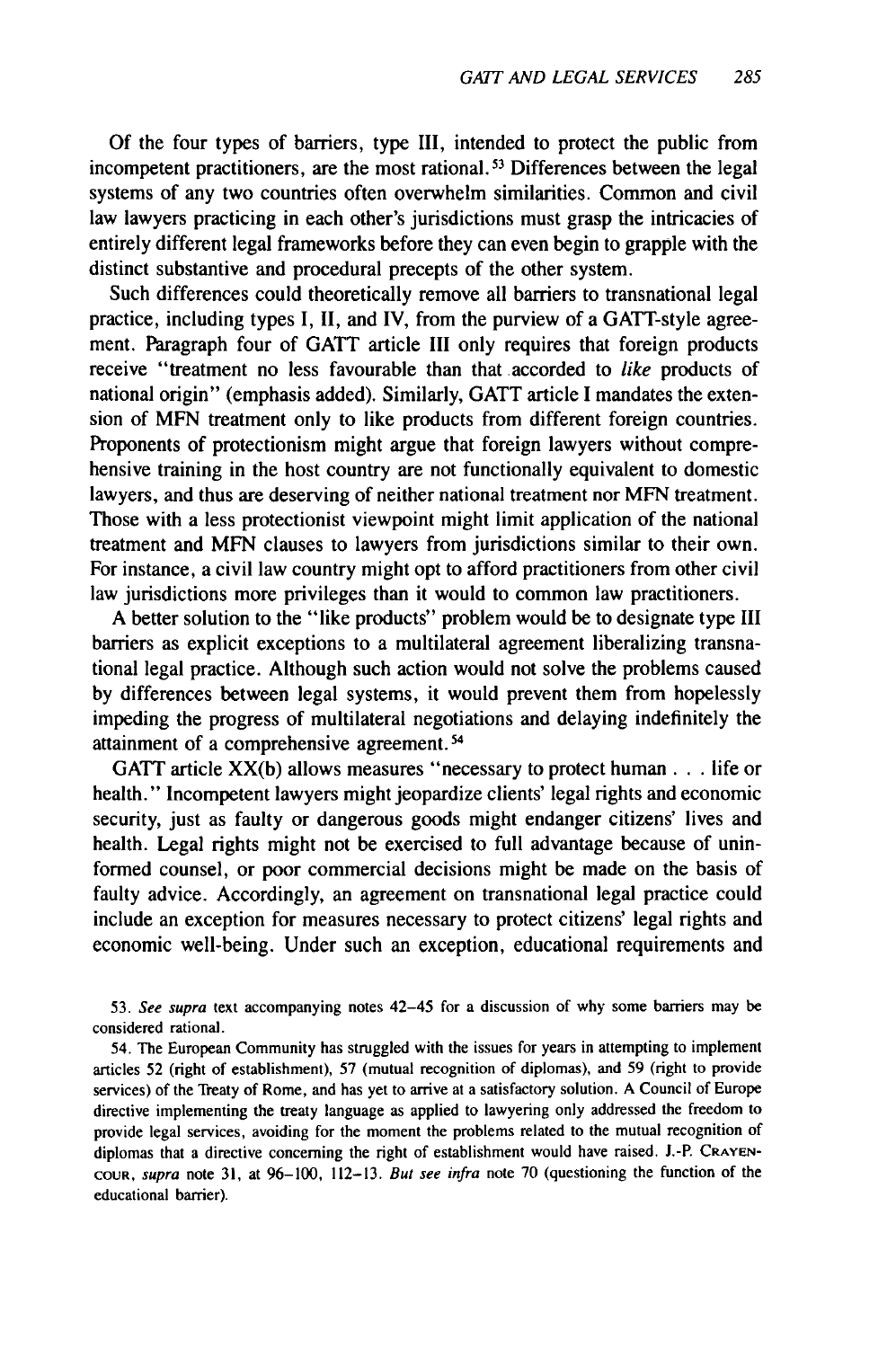Of the four types of barriers, type III, intended to protect the public from incompetent practitioners, are the most rational.[53] Differences between the legal systems of any two countries often overwhelm similarities. Common and civil law lawyers practicing in each other's jurisdictions must grasp the intricacies of entirely different legal frameworks before they can even begin to grapple with the distinct substantive and procedural precepts of the other system.

Such differences could theoretically remove all barriers to transnational legal practice, including types I, II, and IV, from the purview of a GATT-style agreement. Paragraph four of GATT article III only requires that foreign products receive "treatment no less favourable than that accorded to *like* products of national origin" (emphasis added). Similarly, GATT article I mandates the extension of MFN treatment only to like products from different foreign countries. Proponents of protectionism might argue that foreign lawyers without comprehensive training in the host country are not functionally equivalent to domestic lawyers, and thus are deserving of neither national treatment nor MFN treatment. Those with a less protectionist viewpoint might limit application of the national treatment and MFN clauses to lawyers from jurisdictions similar to their own. For instance, a civil law country might opt to afford practitioners from other civil law jurisdictions more privileges than it would to common law practitioners.

A better solution to the "like products" problem would be to designate type III barriers as explicit exceptions to a multilateral agreement liberalizing transnational legal practice. Although such action would not solve the problems caused by differences between legal systems, it would prevent them from hopelessly impeding the progress of multilateral negotiations and delaying indefinitely the attainment of a comprehensive agreement.[54]

GATT article XX(b) allows measures "necessary to protect human . . . life or health." Incompetent lawyers might jeopardize clients' legal rights and economic security, just as faulty or dangerous goods might endanger citizens' lives and health. Legal rights might not be exercised to full advantage because of uninformed counsel, or poor commercial decisions might be made on the basis of faulty advice. Accordingly, an agreement on transnational legal practice could include an exception for measures necessary to protect citizens' legal rights and economic well-being. Under such an exception, educational requirements and

53. *See supra* text accompanying notes 42–45 for a discussion of why some barriers may be considered rational.

54. The European Community has struggled with the issues for years in attempting to implement articles 52 (right of establishment), 57 (mutual recognition of diplomas), and 59 (right to provide services) of the Treaty of Rome, and has yet to arrive at a satisfactory solution. A Council of Europe directive implementing the treaty language as applied to lawyering only addressed the freedom to provide legal services, avoiding for the moment the problems related to the mutual recognition of diplomas that a directive concerning the right of establishment would have raised. J.-P. CRAYENCOUR, *supra* note 31, at 96–100, 112–13. *But see infra* note 70 (questioning the function of the educational barrier).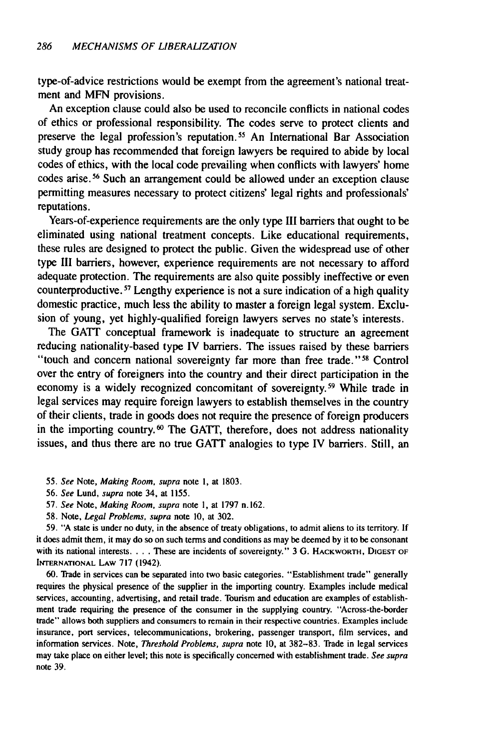type-of-advice restrictions would be exempt from the agreement's national treatment and MFN provisions.

An exception clause could also be used to reconcile conflicts in national codes of ethics or professional responsibility. The codes serve to protect clients and preserve the legal profession's reputation.[55] An International Bar Association study group has recommended that foreign lawyers be required to abide by local codes of ethics, with the local code prevailing when conflicts with lawyers' home codes arise.[56] Such an arrangement could be allowed under an exception clause permitting measures necessary to protect citizens' legal rights and professionals' reputations.

Years-of-experience requirements are the only type III barriers that ought to be eliminated using national treatment concepts. Like educational requirements, these rules are designed to protect the public. Given the widespread use of other type III barriers, however, experience requirements are not necessary to afford adequate protection. The requirements are also quite possibly ineffective or even counterproductive.[57] Lengthy experience is not a sure indication of a high quality domestic practice, much less the ability to master a foreign legal system. Exclusion of young, yet highly-qualified foreign lawyers serves no state's interests.

The GATT conceptual framework is inadequate to structure an agreement reducing nationality-based type IV barriers. The issues raised by these barriers "touch and concern national sovereignty far more than free trade."[58] Control over the entry of foreigners into the country and their direct participation in the economy is a widely recognized concomitant of sovereignty.[59] While trade in legal services may require foreign lawyers to establish themselves in the country of their clients, trade in goods does not require the presence of foreign producers in the importing country.[60] The GATT, therefore, does not address nationality issues, and thus there are no true GATT analogies to type IV barriers. Still, an

55. *See* Note, *Making Room*, *supra* note 1, at 1803.

56. *See* Lund, *supra* note 34, at 1155.

57. *See* Note, *Making Room*, *supra* note 1, at 1797 n.162.

58. Note, *Legal Problems*, *supra* note 10, at 302.

59. "A state is under no duty, in the absence of treaty obligations, to admit aliens to its territory. If it does admit them, it may do so on such terms and conditions as may be deemed by it to be consonant with its national interests. . . . These are incidents of sovereignty." 3 G. Hackworth, Digest of International Law 717 (1942).

60. Trade in services can be separated into two basic categories. "Establishment trade" generally requires the physical presence of the supplier in the importing country. Examples include medical services, accounting, advertising, and retail trade. Tourism and education are examples of establishment trade requiring the presence of the consumer in the supplying country. "Across-the-border trade" allows both suppliers and consumers to remain in their respective countries. Examples include insurance, port services, telecommunications, brokering, passenger transport, film services, and information services. Note, *Threshold Problems*, *supra* note 10, at 382–83. Trade in legal services may take place on either level; this note is specifically concerned with establishment trade. *See supra* note 39.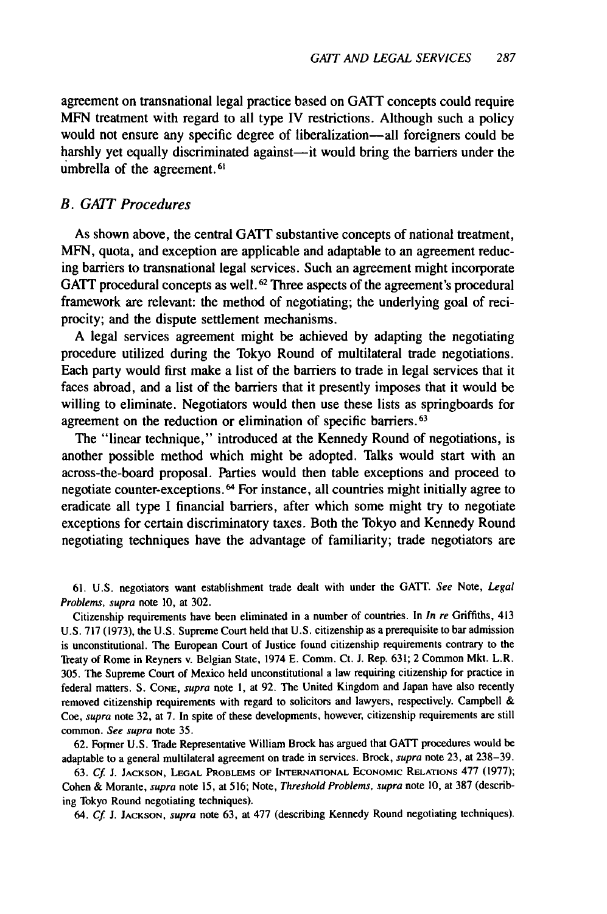agreement on transnational legal practice based on GATT concepts could require MFN treatment with regard to all type IV restrictions. Although such a policy would not ensure any specific degree of liberalization—all foreigners could be harshly yet equally discriminated against—it would bring the barriers under the umbrella of the agreement.[61]

### B. GATT Procedures

As shown above, the central GATT substantive concepts of national treatment, MFN, quota, and exception are applicable and adaptable to an agreement reducing barriers to transnational legal services. Such an agreement might incorporate GATT procedural concepts as well.[62] Three aspects of the agreement's procedural framework are relevant: the method of negotiating; the underlying goal of reciprocity; and the dispute settlement mechanisms.

A legal services agreement might be achieved by adapting the negotiating procedure utilized during the Tokyo Round of multilateral trade negotiations. Each party would first make a list of the barriers to trade in legal services that it faces abroad, and a list of the barriers that it presently imposes that it would be willing to eliminate. Negotiators would then use these lists as springboards for agreement on the reduction or elimination of specific barriers.[63]

The "linear technique," introduced at the Kennedy Round of negotiations, is another possible method which might be adopted. Talks would start with an across-the-board proposal. Parties would then table exceptions and proceed to negotiate counter-exceptions.[64] For instance, all countries might initially agree to eradicate all type I financial barriers, after which some might try to negotiate exceptions for certain discriminatory taxes. Both the Tokyo and Kennedy Round negotiating techniques have the advantage of familiarity; trade negotiators are

61. U.S. negotiators want establishment trade dealt with under the GATT. *See* Note, *Legal Problems*, *supra* note 10, at 302.

Citizenship requirements have been eliminated in a number of countries. In *In re* Griffiths, 413 U.S. 717 (1973), the U.S. Supreme Court held that U.S. citizenship as a prerequisite to bar admission is unconstitutional. The European Court of Justice found citizenship requirements contrary to the Treaty of Rome in Reyners v. Belgian State, 1974 E. Comm. Ct. J. Rep. 631; 2 Common Mkt. L.R. 305. The Supreme Court of Mexico held unconstitutional a law requiring citizenship for practice in federal matters. S. Cone, *supra* note 1, at 92. The United Kingdom and Japan have also recently removed citizenship requirements with regard to solicitors and lawyers, respectively. Campbell & Coe, *supra* note 32, at 7. In spite of these developments, however, citizenship requirements are still common. *See supra* note 35.

62. Former U.S. Trade Representative William Brock has argued that GATT procedures would be adaptable to a general multilateral agreement on trade in services. Brock, *supra* note 23, at 238–39.

63. *Cf.* J. Jackson, Legal Problems of International Economic Relations 477 (1977); Cohen & Morante, *supra* note 15, at 516; Note, *Threshold Problems*, *supra* note 10, at 387 (describing Tokyo Round negotiating techniques).

64. *Cf.* J. Jackson, *supra* note 63, at 477 (describing Kennedy Round negotiating techniques).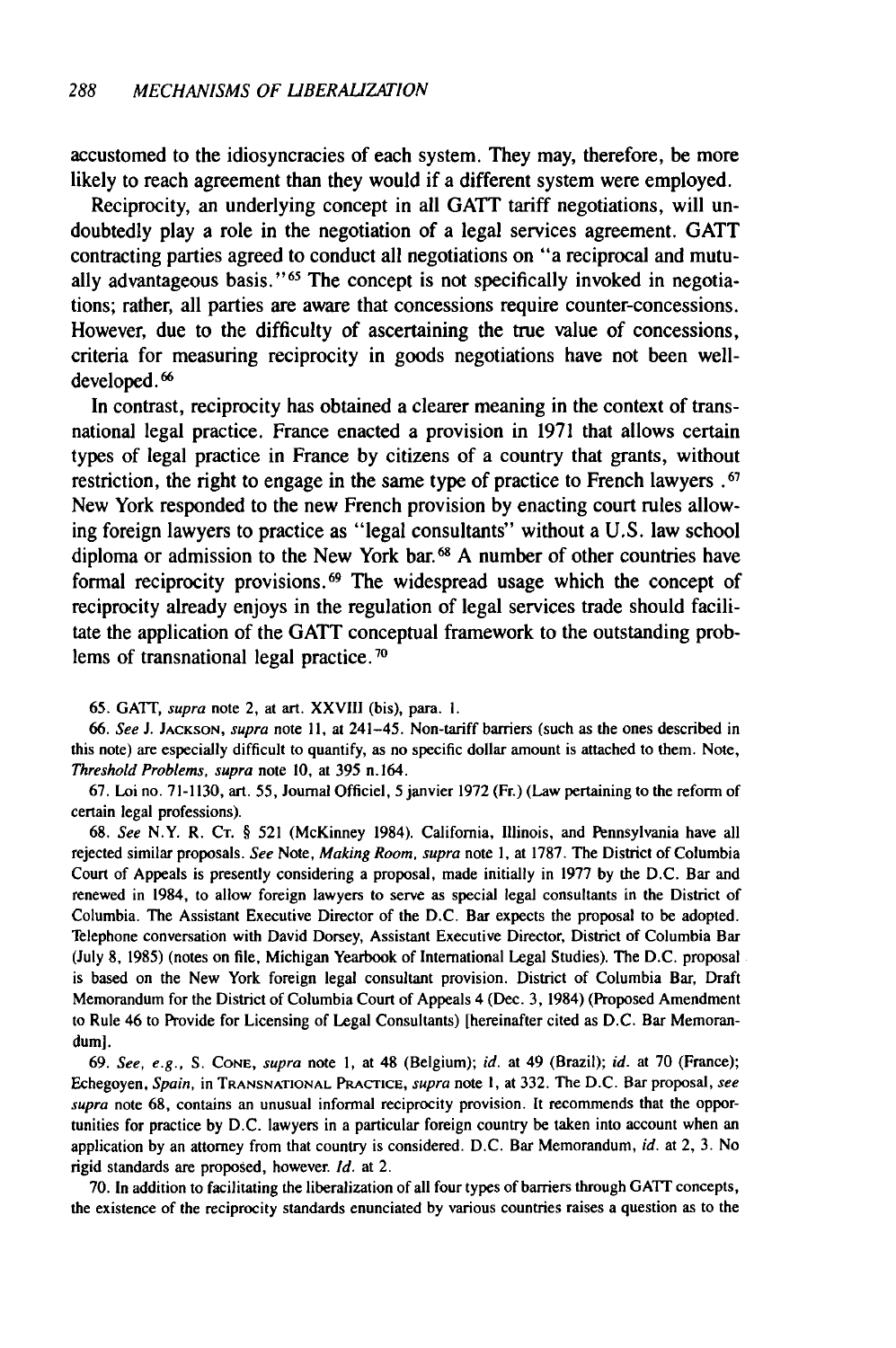accustomed to the idiosyncracies of each system. They may, therefore, be more likely to reach agreement than they would if a different system were employed.

Reciprocity, an underlying concept in all GATT tariff negotiations, will undoubtedly play a role in the negotiation of a legal services agreement. GATT contracting parties agreed to conduct all negotiations on "a reciprocal and mutually advantageous basis."[65] The concept is not specifically invoked in negotiations; rather, all parties are aware that concessions require counter-concessions. However, due to the difficulty of ascertaining the true value of concessions, criteria for measuring reciprocity in goods negotiations have not been well-developed.[66]

In contrast, reciprocity has obtained a clearer meaning in the context of transnational legal practice. France enacted a provision in 1971 that allows certain types of legal practice in France by citizens of a country that grants, without restriction, the right to engage in the same type of practice to French lawyers.[67] New York responded to the new French provision by enacting court rules allowing foreign lawyers to practice as "legal consultants" without a U.S. law school diploma or admission to the New York bar.[68] A number of other countries have formal reciprocity provisions.[69] The widespread usage which the concept of reciprocity already enjoys in the regulation of legal services trade should facilitate the application of the GATT conceptual framework to the outstanding problems of transnational legal practice.[70]

65. GATT, *supra* note 2, at art. XXVIII (bis), para. 1.

66. *See* J. JACKSON, *supra* note 11, at 241–45. Non-tariff barriers (such as the ones described in this note) are especially difficult to quantify, as no specific dollar amount is attached to them. Note, *Threshold Problems*, *supra* note 10, at 395 n.164.

67. Loi no. 71-1130, art. 55, Journal Officiel, 5 janvier 1972 (Fr.) (Law pertaining to the reform of certain legal professions).

68. *See* N.Y. R. CT. § 521 (McKinney 1984). California, Illinois, and Pennsylvania have all rejected similar proposals. *See* Note, *Making Room*, *supra* note 1, at 1787. The District of Columbia Court of Appeals is presently considering a proposal, made initially in 1977 by the D.C. Bar and renewed in 1984, to allow foreign lawyers to serve as special legal consultants in the District of Columbia. The Assistant Executive Director of the D.C. Bar expects the proposal to be adopted. Telephone conversation with David Dorsey, Assistant Executive Director, District of Columbia Bar (July 8, 1985) (notes on file, Michigan Yearbook of International Legal Studies). The D.C. proposal is based on the New York foreign legal consultant provision. District of Columbia Bar, Draft Memorandum for the District of Columbia Court of Appeals 4 (Dec. 3, 1984) (Proposed Amendment to Rule 46 to Provide for Licensing of Legal Consultants) [hereinafter cited as D.C. Bar Memorandum].

69. *See, e.g.*, S. CONE, *supra* note 1, at 48 (Belgium); *id.* at 49 (Brazil); *id.* at 70 (France); Echegoyen, *Spain*, in TRANSNATIONAL PRACTICE, *supra* note 1, at 332. The D.C. Bar proposal, *see supra* note 68, contains an unusual informal reciprocity provision. It recommends that the opportunities for practice by D.C. lawyers in a particular foreign country be taken into account when an application by an attorney from that country is considered. D.C. Bar Memorandum, *id.* at 2, 3. No rigid standards are proposed, however. *Id.* at 2.

70. In addition to facilitating the liberalization of all four types of barriers through GATT concepts, the existence of the reciprocity standards enunciated by various countries raises a question as to the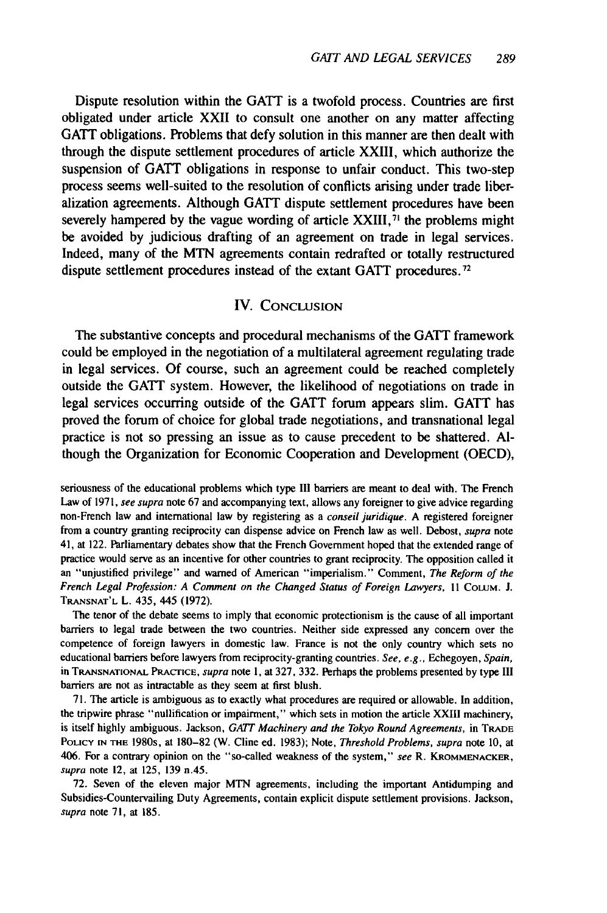Dispute resolution within the GATT is a twofold process. Countries are first obligated under article XXII to consult one another on any matter affecting GATT obligations. Problems that defy solution in this manner are then dealt with through the dispute settlement procedures of article XXIII, which authorize the suspension of GATT obligations in response to unfair conduct. This two-step process seems well-suited to the resolution of conflicts arising under trade liberalization agreements. Although GATT dispute settlement procedures have been severely hampered by the vague wording of article XXIII,[71] the problems might be avoided by judicious drafting of an agreement on trade in legal services. Indeed, many of the MTN agreements contain redrafted or totally restructured dispute settlement procedures instead of the extant GATT procedures.[72]

## IV. Conclusion

The substantive concepts and procedural mechanisms of the GATT framework could be employed in the negotiation of a multilateral agreement regulating trade in legal services. Of course, such an agreement could be reached completely outside the GATT system. However, the likelihood of negotiations on trade in legal services occurring outside of the GATT forum appears slim. GATT has proved the forum of choice for global trade negotiations, and transnational legal practice is not so pressing an issue as to cause precedent to be shattered. Although the Organization for Economic Cooperation and Development (OECD),

---

seriousness of the educational problems which type III barriers are meant to deal with. The French Law of 1971, *see supra* note 67 and accompanying text, allows any foreigner to give advice regarding non-French law and international law by registering as a *conseil juridique*. A registered foreigner from a country granting reciprocity can dispense advice on French law as well. Debost, *supra* note 41, at 122. Parliamentary debates show that the French Government hoped that the extended range of practice would serve as an incentive for other countries to grant reciprocity. The opposition called it an "unjustified privilege" and warned of American "imperialism." Comment, *The Reform of the French Legal Profession: A Comment on the Changed Status of Foreign Lawyers*, 11 Colum. J. Transnat'l L. 435, 445 (1972).

The tenor of the debate seems to imply that economic protectionism is the cause of all important barriers to legal trade between the two countries. Neither side expressed any concern over the competence of foreign lawyers in domestic law. France is not the only country which sets no educational barriers before lawyers from reciprocity-granting countries. *See, e.g.*, Echegoyen, *Spain*, in Transnational Practice, *supra* note 1, at 327, 332. Perhaps the problems presented by type III barriers are not as intractable as they seem at first blush.

71. The article is ambiguous as to exactly what procedures are required or allowable. In addition, the tripwire phrase "nullification or impairment," which sets in motion the article XXIII machinery, is itself highly ambiguous. Jackson, *GATT Machinery and the Tokyo Round Agreements*, in Trade Policy in the 1980s, at 180–82 (W. Cline ed. 1983); Note, *Threshold Problems*, *supra* note 10, at 406. For a contrary opinion on the "so-called weakness of the system," *see* R. Krommenacker, *supra* note 12, at 125, 139 n.45.

72. Seven of the eleven major MTN agreements, including the important Antidumping and Subsidies-Countervailing Duty Agreements, contain explicit dispute settlement provisions. Jackson, *supra* note 71, at 185.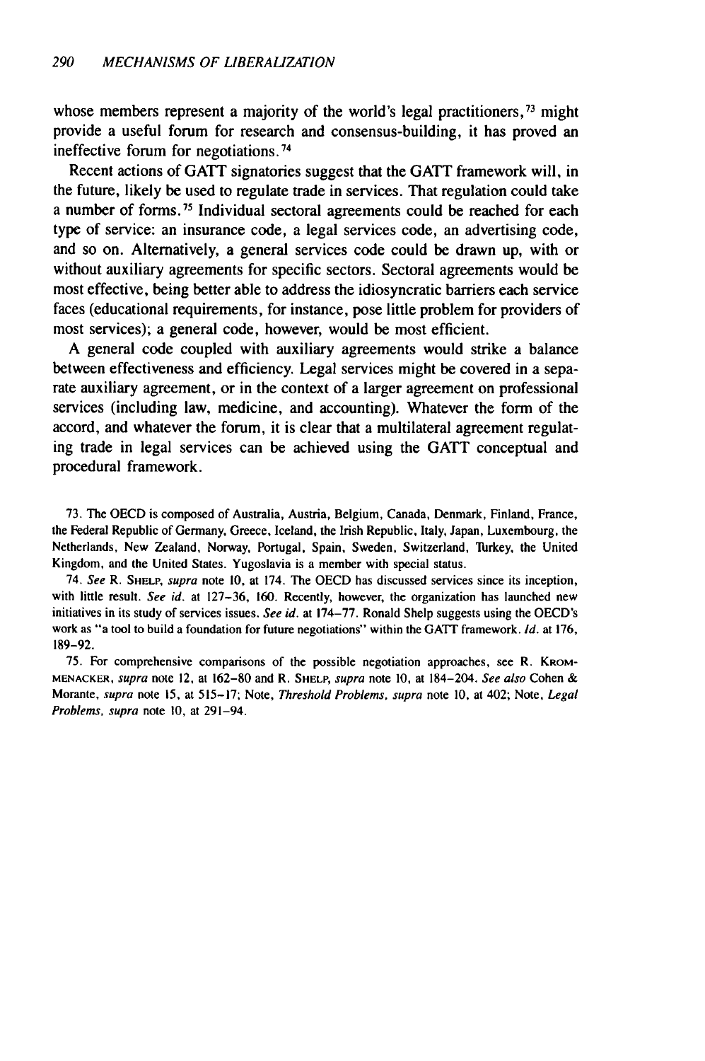whose members represent a majority of the world's legal practitioners,[73] might provide a useful forum for research and consensus-building, it has proved an ineffective forum for negotiations.[74]

Recent actions of GATT signatories suggest that the GATT framework will, in the future, likely be used to regulate trade in services. That regulation could take a number of forms.[75] Individual sectoral agreements could be reached for each type of service: an insurance code, a legal services code, an advertising code, and so on. Alternatively, a general services code could be drawn up, with or without auxiliary agreements for specific sectors. Sectoral agreements would be most effective, being better able to address the idiosyncratic barriers each service faces (educational requirements, for instance, pose little problem for providers of most services); a general code, however, would be most efficient.

A general code coupled with auxiliary agreements would strike a balance between effectiveness and efficiency. Legal services might be covered in a separate auxiliary agreement, or in the context of a larger agreement on professional services (including law, medicine, and accounting). Whatever the form of the accord, and whatever the forum, it is clear that a multilateral agreement regulating trade in legal services can be achieved using the GATT conceptual and procedural framework.

73. The OECD is composed of Australia, Austria, Belgium, Canada, Denmark, Finland, France, the Federal Republic of Germany, Greece, Iceland, the Irish Republic, Italy, Japan, Luxembourg, the Netherlands, New Zealand, Norway, Portugal, Spain, Sweden, Switzerland, Turkey, the United Kingdom, and the United States. Yugoslavia is a member with special status.

74. *See* R. SHELP, *supra* note 10, at 174. The OECD has discussed services since its inception, with little result. *See id.* at 127–36, 160. Recently, however, the organization has launched new initiatives in its study of services issues. *See id.* at 174–77. Ronald Shelp suggests using the OECD's work as "a tool to build a foundation for future negotiations" within the GATT framework. *Id.* at 176, 189–92.

75. For comprehensive comparisons of the possible negotiation approaches, see R. KROMMENACKER, *supra* note 12, at 162–80 and R. SHELP, *supra* note 10, at 184–204. *See also* Cohen & Morante, *supra* note 15, at 515–17; Note, *Threshold Problems, supra* note 10, at 402; Note, *Legal Problems, supra* note 10, at 291–94.